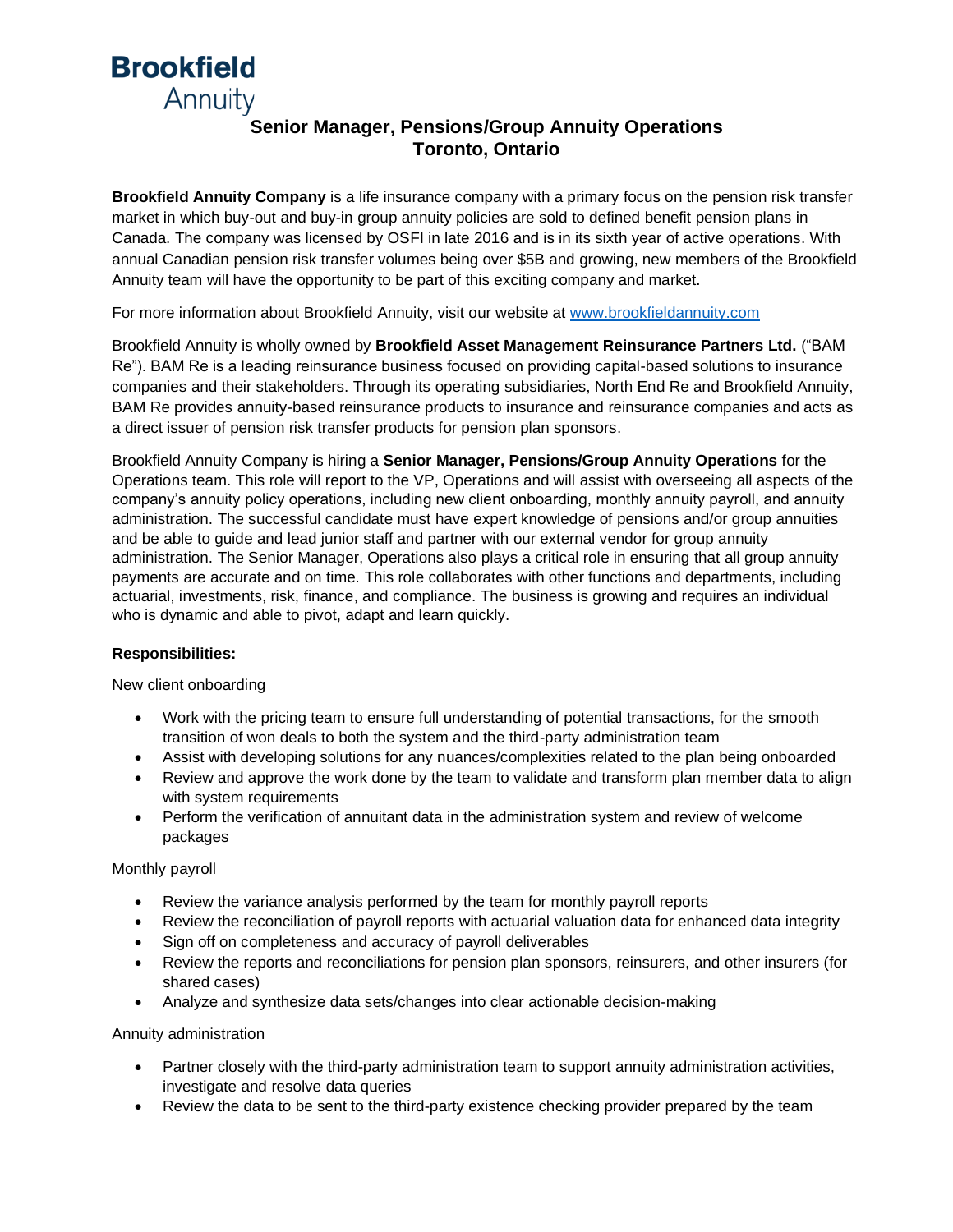**Brookfield**
Annuity

# Senior Manager, Pensions/Group Annuity Operations
## Toronto, Ontario

**Brookfield Annuity Company** is a life insurance company with a primary focus on the pension risk transfer market in which buy-out and buy-in group annuity policies are sold to defined benefit pension plans in Canada. The company was licensed by OSFI in late 2016 and is in its sixth year of active operations. With annual Canadian pension risk transfer volumes being over $5B and growing, new members of the Brookfield Annuity team will have the opportunity to be part of this exciting company and market.

For more information about Brookfield Annuity, visit our website at www.brookfieldannuity.com

Brookfield Annuity is wholly owned by **Brookfield Asset Management Reinsurance Partners Ltd.** ("BAM Re"). BAM Re is a leading reinsurance business focused on providing capital-based solutions to insurance companies and their stakeholders. Through its operating subsidiaries, North End Re and Brookfield Annuity, BAM Re provides annuity-based reinsurance products to insurance and reinsurance companies and acts as a direct issuer of pension risk transfer products for pension plan sponsors.

Brookfield Annuity Company is hiring a **Senior Manager, Pensions/Group Annuity Operations** for the Operations team. This role will report to the VP, Operations and will assist with overseeing all aspects of the company's annuity policy operations, including new client onboarding, monthly annuity payroll, and annuity administration. The successful candidate must have expert knowledge of pensions and/or group annuities and be able to guide and lead junior staff and partner with our external vendor for group annuity administration. The Senior Manager, Operations also plays a critical role in ensuring that all group annuity payments are accurate and on time. This role collaborates with other functions and departments, including actuarial, investments, risk, finance, and compliance. The business is growing and requires an individual who is dynamic and able to pivot, adapt and learn quickly.

**Responsibilities:**

New client onboarding

- Work with the pricing team to ensure full understanding of potential transactions, for the smooth transition of won deals to both the system and the third-party administration team
- Assist with developing solutions for any nuances/complexities related to the plan being onboarded
- Review and approve the work done by the team to validate and transform plan member data to align with system requirements
- Perform the verification of annuitant data in the administration system and review of welcome packages

Monthly payroll

- Review the variance analysis performed by the team for monthly payroll reports
- Review the reconciliation of payroll reports with actuarial valuation data for enhanced data integrity
- Sign off on completeness and accuracy of payroll deliverables
- Review the reports and reconciliations for pension plan sponsors, reinsurers, and other insurers (for shared cases)
- Analyze and synthesize data sets/changes into clear actionable decision-making

Annuity administration

- Partner closely with the third-party administration team to support annuity administration activities, investigate and resolve data queries
- Review the data to be sent to the third-party existence checking provider prepared by the team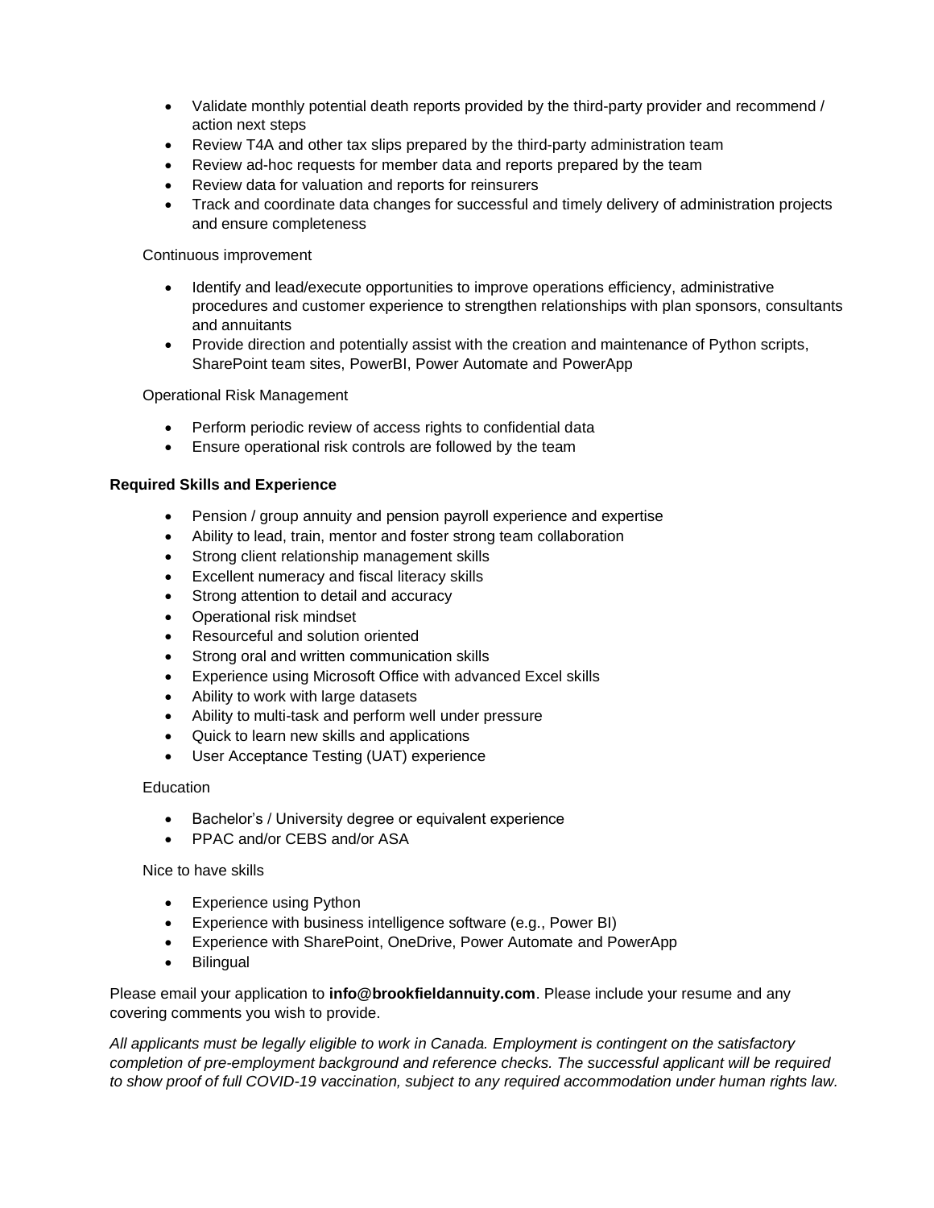- Validate monthly potential death reports provided by the third-party provider and recommend / action next steps
- Review T4A and other tax slips prepared by the third-party administration team
- Review ad-hoc requests for member data and reports prepared by the team
- Review data for valuation and reports for reinsurers
- Track and coordinate data changes for successful and timely delivery of administration projects and ensure completeness

Continuous improvement

- Identify and lead/execute opportunities to improve operations efficiency, administrative procedures and customer experience to strengthen relationships with plan sponsors, consultants and annuitants
- Provide direction and potentially assist with the creation and maintenance of Python scripts, SharePoint team sites, PowerBI, Power Automate and PowerApp

Operational Risk Management

- Perform periodic review of access rights to confidential data
- Ensure operational risk controls are followed by the team

**Required Skills and Experience**

- Pension / group annuity and pension payroll experience and expertise
- Ability to lead, train, mentor and foster strong team collaboration
- Strong client relationship management skills
- Excellent numeracy and fiscal literacy skills
- Strong attention to detail and accuracy
- Operational risk mindset
- Resourceful and solution oriented
- Strong oral and written communication skills
- Experience using Microsoft Office with advanced Excel skills
- Ability to work with large datasets
- Ability to multi-task and perform well under pressure
- Quick to learn new skills and applications
- User Acceptance Testing (UAT) experience

Education

- Bachelor's / University degree or equivalent experience
- PPAC and/or CEBS and/or ASA

Nice to have skills

- Experience using Python
- Experience with business intelligence software (e.g., Power BI)
- Experience with SharePoint, OneDrive, Power Automate and PowerApp
- Bilingual

Please email your application to **info@brookfieldannuity.com**. Please include your resume and any covering comments you wish to provide.

*All applicants must be legally eligible to work in Canada. Employment is contingent on the satisfactory completion of pre-employment background and reference checks. The successful applicant will be required to show proof of full COVID-19 vaccination, subject to any required accommodation under human rights law.*